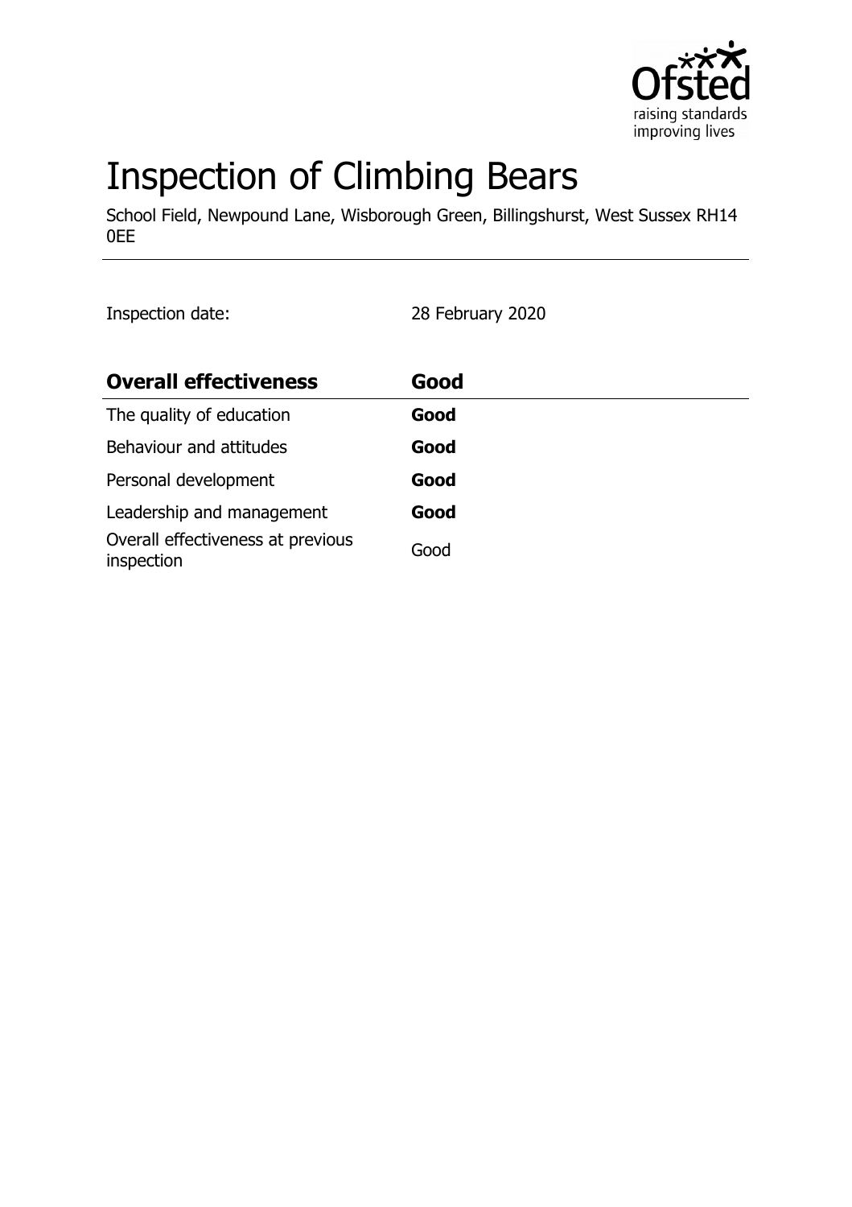# Inspection of Climbing Bears

School Field, Newpound Lane, Wisborough Green, Billingshurst, West Sussex RH14 0EE

Inspection date: 28 February 2020

| **Overall effectiveness** | **Good** |
|---|---|
| The quality of education | **Good** |
| Behaviour and attitudes | **Good** |
| Personal development | **Good** |
| Leadership and management | **Good** |
| Overall effectiveness at previous inspection | Good |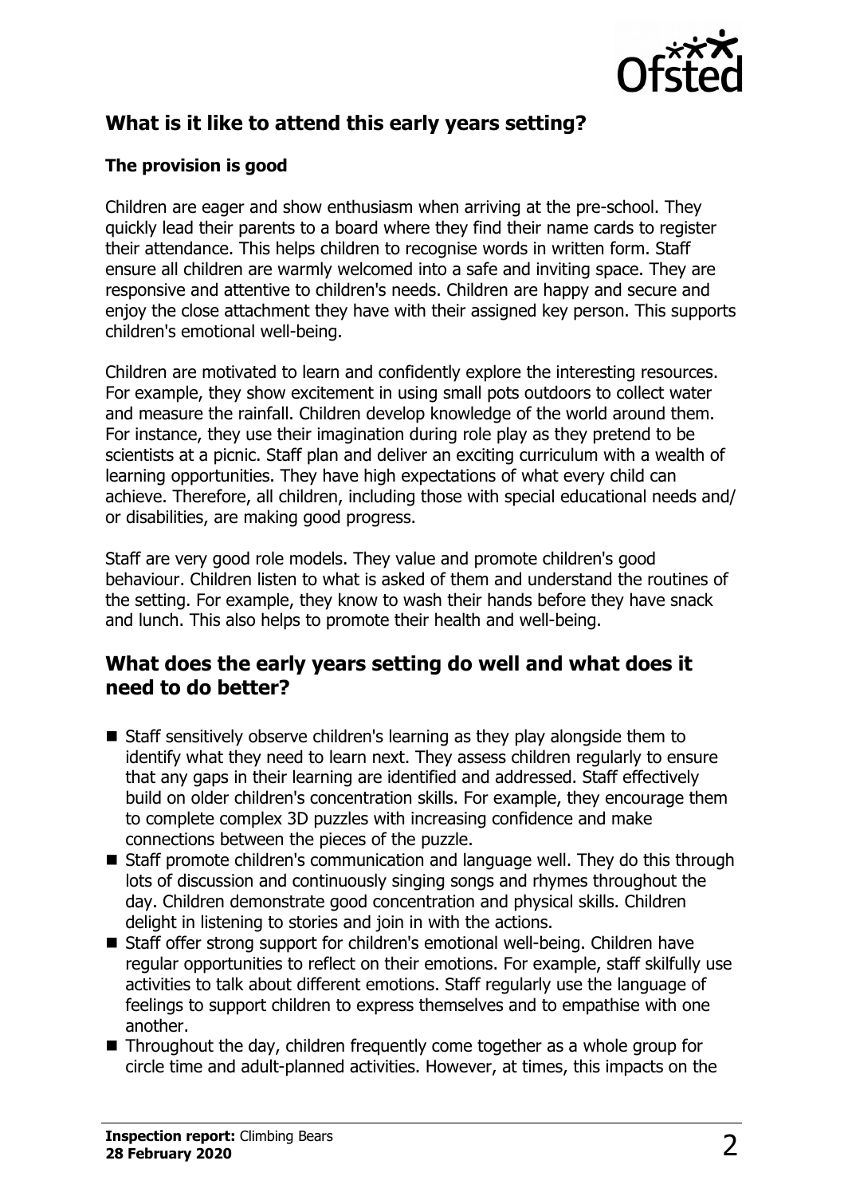## What is it like to attend this early years setting?

### The provision is good

Children are eager and show enthusiasm when arriving at the pre-school. They quickly lead their parents to a board where they find their name cards to register their attendance. This helps children to recognise words in written form. Staff ensure all children are warmly welcomed into a safe and inviting space. They are responsive and attentive to children's needs. Children are happy and secure and enjoy the close attachment they have with their assigned key person. This supports children's emotional well-being.

Children are motivated to learn and confidently explore the interesting resources. For example, they show excitement in using small pots outdoors to collect water and measure the rainfall. Children develop knowledge of the world around them. For instance, they use their imagination during role play as they pretend to be scientists at a picnic. Staff plan and deliver an exciting curriculum with a wealth of learning opportunities. They have high expectations of what every child can achieve. Therefore, all children, including those with special educational needs and/ or disabilities, are making good progress.

Staff are very good role models. They value and promote children's good behaviour. Children listen to what is asked of them and understand the routines of the setting. For example, they know to wash their hands before they have snack and lunch. This also helps to promote their health and well-being.

## What does the early years setting do well and what does it need to do better?

- Staff sensitively observe children's learning as they play alongside them to identify what they need to learn next. They assess children regularly to ensure that any gaps in their learning are identified and addressed. Staff effectively build on older children's concentration skills. For example, they encourage them to complete complex 3D puzzles with increasing confidence and make connections between the pieces of the puzzle.
- Staff promote children's communication and language well. They do this through lots of discussion and continuously singing songs and rhymes throughout the day. Children demonstrate good concentration and physical skills. Children delight in listening to stories and join in with the actions.
- Staff offer strong support for children's emotional well-being. Children have regular opportunities to reflect on their emotions. For example, staff skilfully use activities to talk about different emotions. Staff regularly use the language of feelings to support children to express themselves and to empathise with one another.
- Throughout the day, children frequently come together as a whole group for circle time and adult-planned activities. However, at times, this impacts on the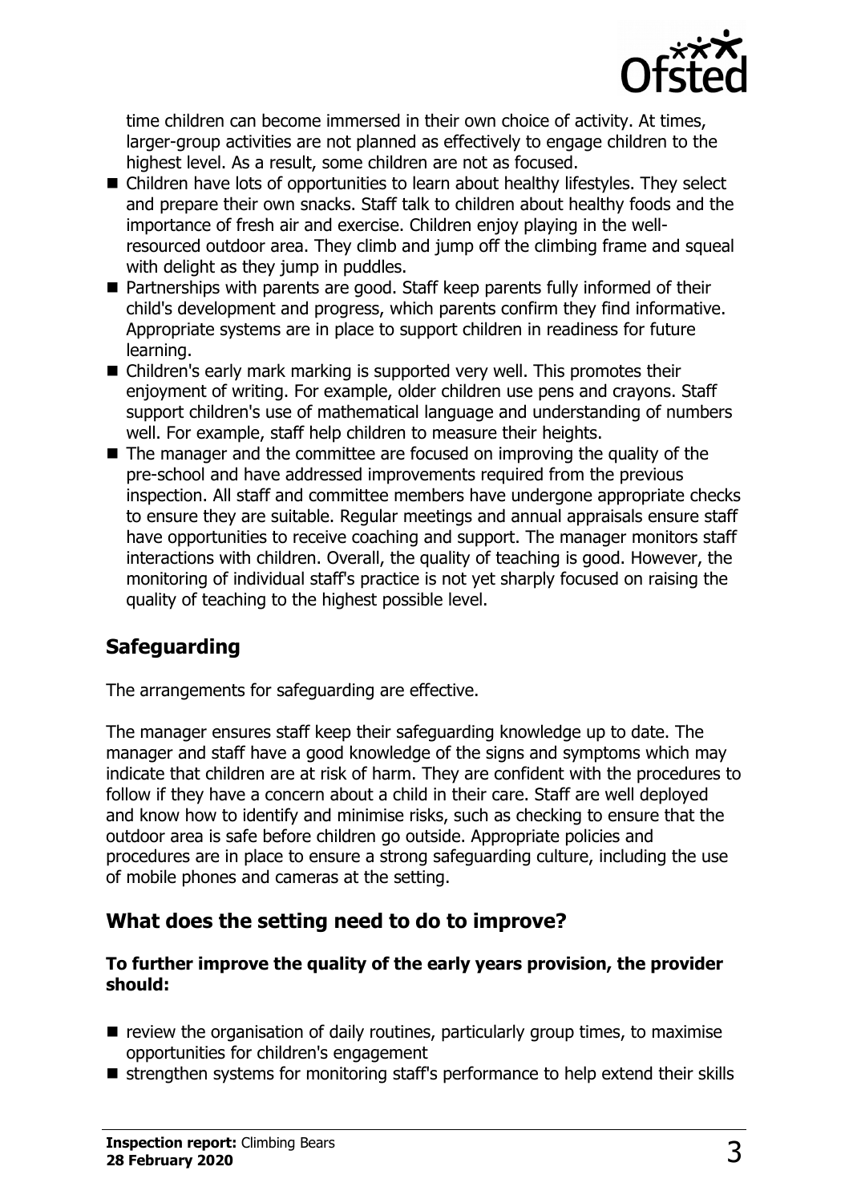time children can become immersed in their own choice of activity. At times, larger-group activities are not planned as effectively to engage children to the highest level. As a result, some children are not as focused.

- Children have lots of opportunities to learn about healthy lifestyles. They select and prepare their own snacks. Staff talk to children about healthy foods and the importance of fresh air and exercise. Children enjoy playing in the well-resourced outdoor area. They climb and jump off the climbing frame and squeal with delight as they jump in puddles.
- Partnerships with parents are good. Staff keep parents fully informed of their child's development and progress, which parents confirm they find informative. Appropriate systems are in place to support children in readiness for future learning.
- Children's early mark marking is supported very well. This promotes their enjoyment of writing. For example, older children use pens and crayons. Staff support children's use of mathematical language and understanding of numbers well. For example, staff help children to measure their heights.
- The manager and the committee are focused on improving the quality of the pre-school and have addressed improvements required from the previous inspection. All staff and committee members have undergone appropriate checks to ensure they are suitable. Regular meetings and annual appraisals ensure staff have opportunities to receive coaching and support. The manager monitors staff interactions with children. Overall, the quality of teaching is good. However, the monitoring of individual staff's practice is not yet sharply focused on raising the quality of teaching to the highest possible level.

## Safeguarding

The arrangements for safeguarding are effective.

The manager ensures staff keep their safeguarding knowledge up to date. The manager and staff have a good knowledge of the signs and symptoms which may indicate that children are at risk of harm. They are confident with the procedures to follow if they have a concern about a child in their care. Staff are well deployed and know how to identify and minimise risks, such as checking to ensure that the outdoor area is safe before children go outside. Appropriate policies and procedures are in place to ensure a strong safeguarding culture, including the use of mobile phones and cameras at the setting.

## What does the setting need to do to improve?

**To further improve the quality of the early years provision, the provider should:**

- review the organisation of daily routines, particularly group times, to maximise opportunities for children's engagement
- strengthen systems for monitoring staff's performance to help extend their skills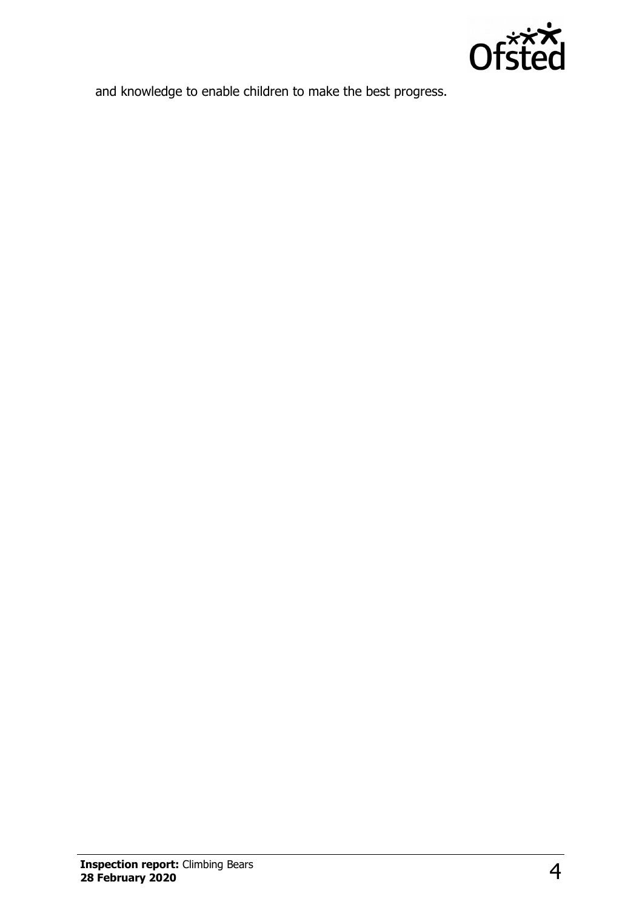and knowledge to enable children to make the best progress.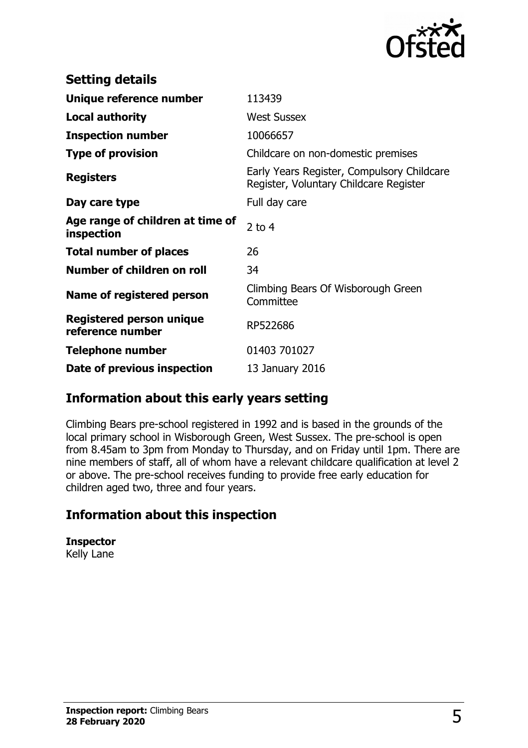## Setting details

| | |
|---|---|
| **Unique reference number** | 113439 |
| **Local authority** | West Sussex |
| **Inspection number** | 10066657 |
| **Type of provision** | Childcare on non-domestic premises |
| **Registers** | Early Years Register, Compulsory Childcare Register, Voluntary Childcare Register |
| **Day care type** | Full day care |
| **Age range of children at time of inspection** | 2 to 4 |
| **Total number of places** | 26 |
| **Number of children on roll** | 34 |
| **Name of registered person** | Climbing Bears Of Wisborough Green Committee |
| **Registered person unique reference number** | RP522686 |
| **Telephone number** | 01403 701027 |
| **Date of previous inspection** | 13 January 2016 |

## Information about this early years setting

Climbing Bears pre-school registered in 1992 and is based in the grounds of the local primary school in Wisborough Green, West Sussex. The pre-school is open from 8.45am to 3pm from Monday to Thursday, and on Friday until 1pm. There are nine members of staff, all of whom have a relevant childcare qualification at level 2 or above. The pre-school receives funding to provide free early education for children aged two, three and four years.

## Information about this inspection

**Inspector**
Kelly Lane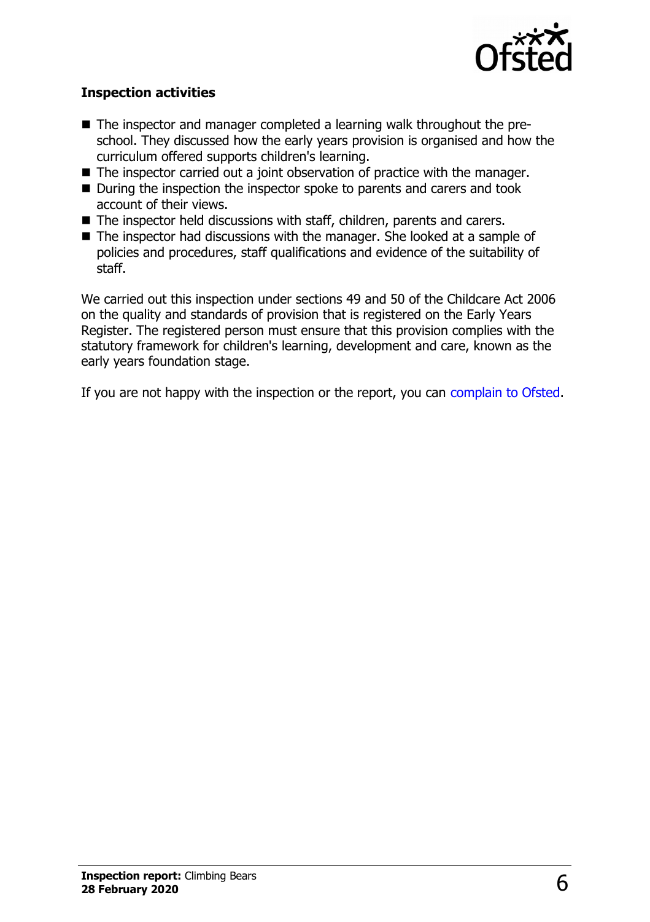**Inspection activities**

- The inspector and manager completed a learning walk throughout the pre-school. They discussed how the early years provision is organised and how the curriculum offered supports children's learning.
- The inspector carried out a joint observation of practice with the manager.
- During the inspection the inspector spoke to parents and carers and took account of their views.
- The inspector held discussions with staff, children, parents and carers.
- The inspector had discussions with the manager. She looked at a sample of policies and procedures, staff qualifications and evidence of the suitability of staff.

We carried out this inspection under sections 49 and 50 of the Childcare Act 2006 on the quality and standards of provision that is registered on the Early Years Register. The registered person must ensure that this provision complies with the statutory framework for children's learning, development and care, known as the early years foundation stage.

If you are not happy with the inspection or the report, you can complain to Ofsted.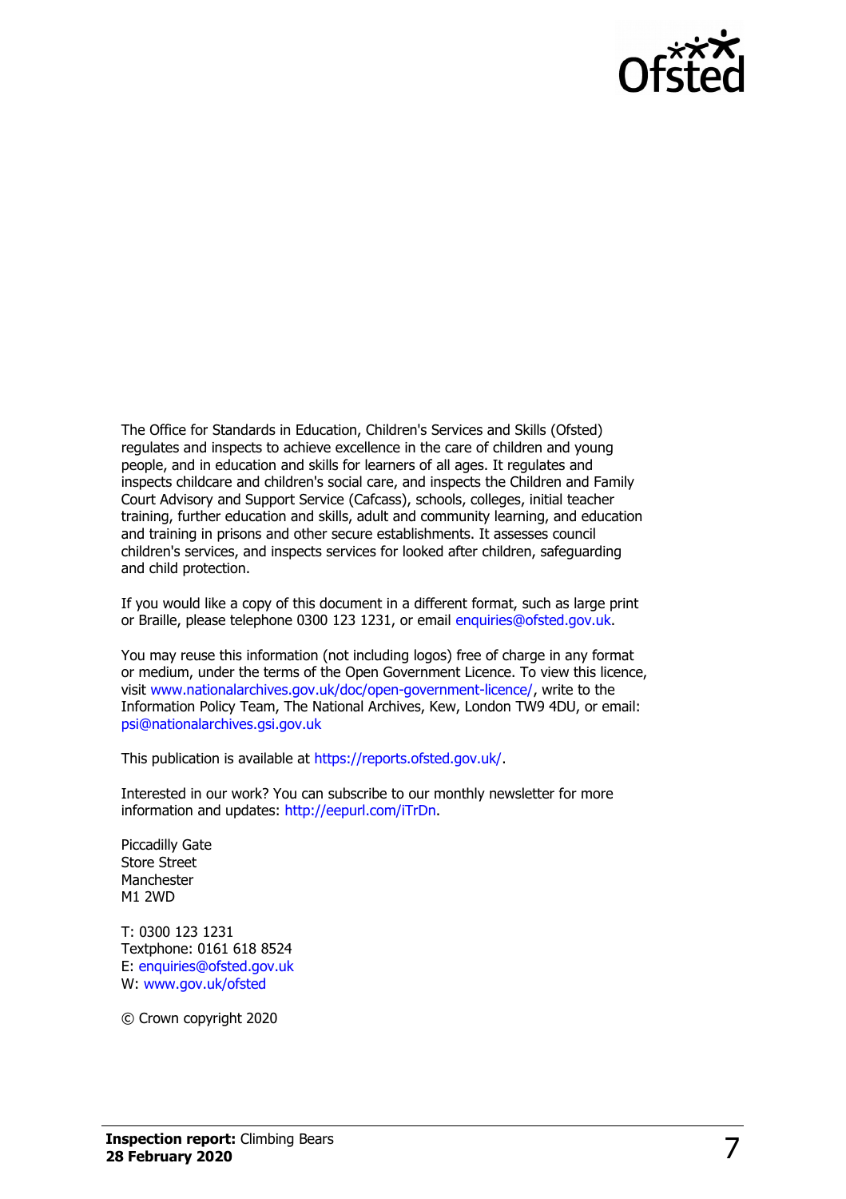The Office for Standards in Education, Children's Services and Skills (Ofsted) regulates and inspects to achieve excellence in the care of children and young people, and in education and skills for learners of all ages. It regulates and inspects childcare and children's social care, and inspects the Children and Family Court Advisory and Support Service (Cafcass), schools, colleges, initial teacher training, further education and skills, adult and community learning, and education and training in prisons and other secure establishments. It assesses council children's services, and inspects services for looked after children, safeguarding and child protection.

If you would like a copy of this document in a different format, such as large print or Braille, please telephone 0300 123 1231, or email enquiries@ofsted.gov.uk.

You may reuse this information (not including logos) free of charge in any format or medium, under the terms of the Open Government Licence. To view this licence, visit www.nationalarchives.gov.uk/doc/open-government-licence/, write to the Information Policy Team, The National Archives, Kew, London TW9 4DU, or email: psi@nationalarchives.gsi.gov.uk

This publication is available at https://reports.ofsted.gov.uk/.

Interested in our work? You can subscribe to our monthly newsletter for more information and updates: http://eepurl.com/iTrDn.

Piccadilly Gate
Store Street
Manchester
M1 2WD

T: 0300 123 1231
Textphone: 0161 618 8524
E: enquiries@ofsted.gov.uk
W: www.gov.uk/ofsted

© Crown copyright 2020